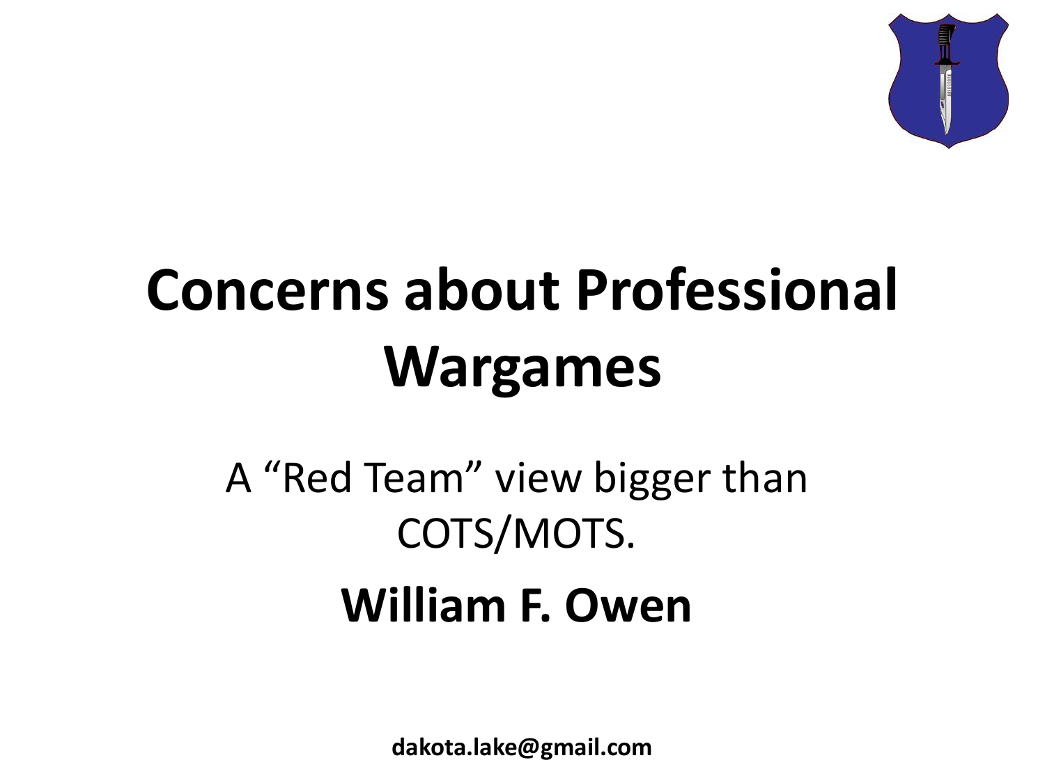# Concerns about Professional Wargames

A "Red Team" view bigger than COTS/MOTS.

**William F. Owen**

**dakota.lake@gmail.com**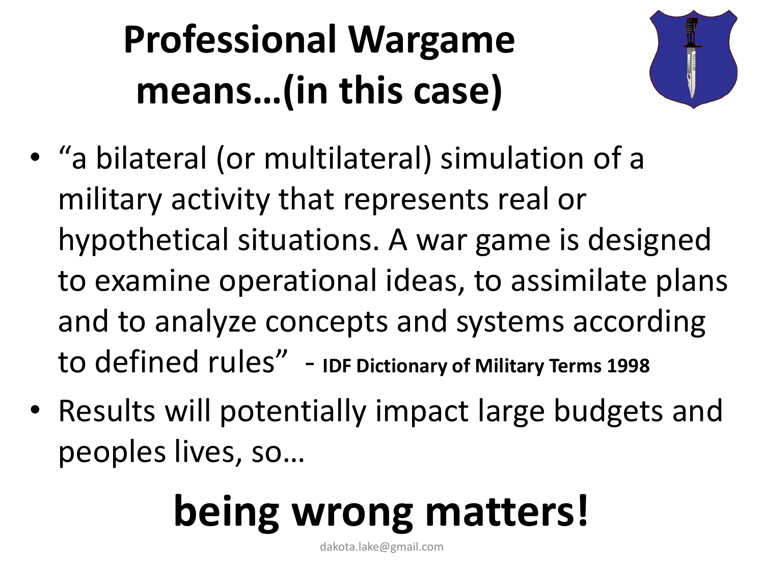# Professional Wargame means…(in this case)

- "a bilateral (or multilateral) simulation of a military activity that represents real or hypothetical situations. A war game is designed to examine operational ideas, to assimilate plans and to analyze concepts and systems according to defined rules" - **IDF Dictionary of Military Terms 1998**
- Results will potentially impact large budgets and peoples lives, so…

**being wrong matters!**

dakota.lake@gmail.com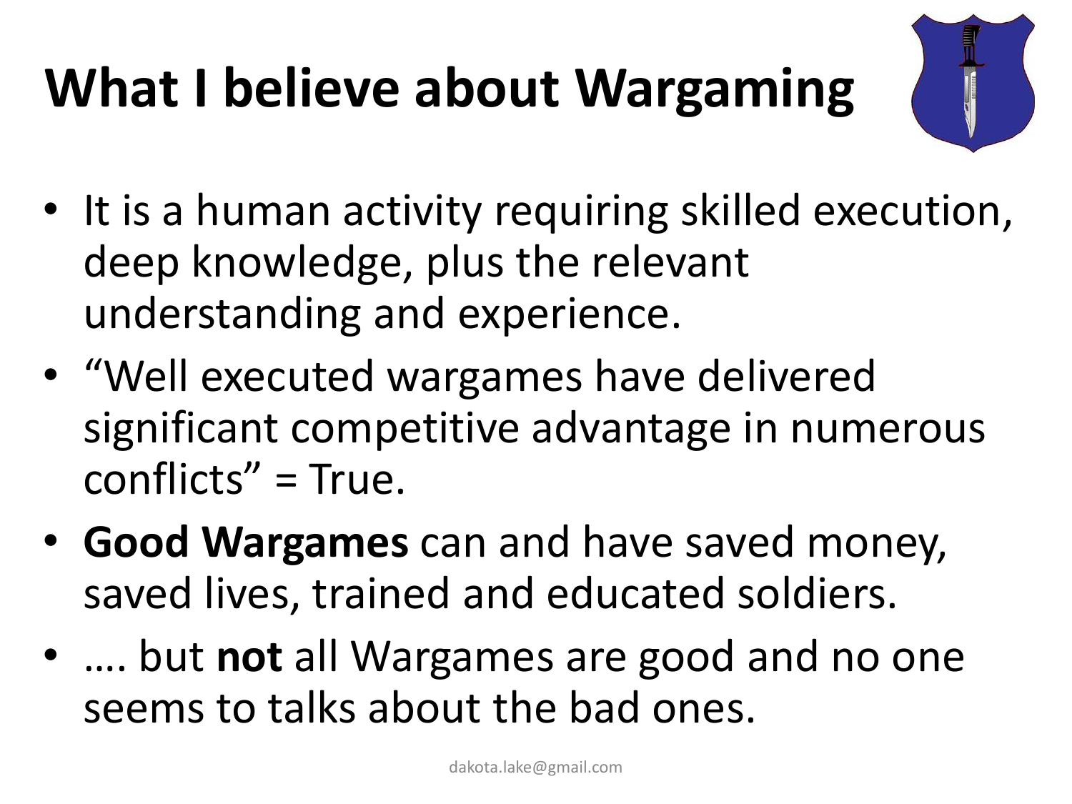# What I believe about Wargaming

- It is a human activity requiring skilled execution, deep knowledge, plus the relevant understanding and experience.
- "Well executed wargames have delivered significant competitive advantage in numerous conflicts" = True.
- **Good Wargames** can and have saved money, saved lives, trained and educated soldiers.
- …. but **not** all Wargames are good and no one seems to talks about the bad ones.

dakota.lake@gmail.com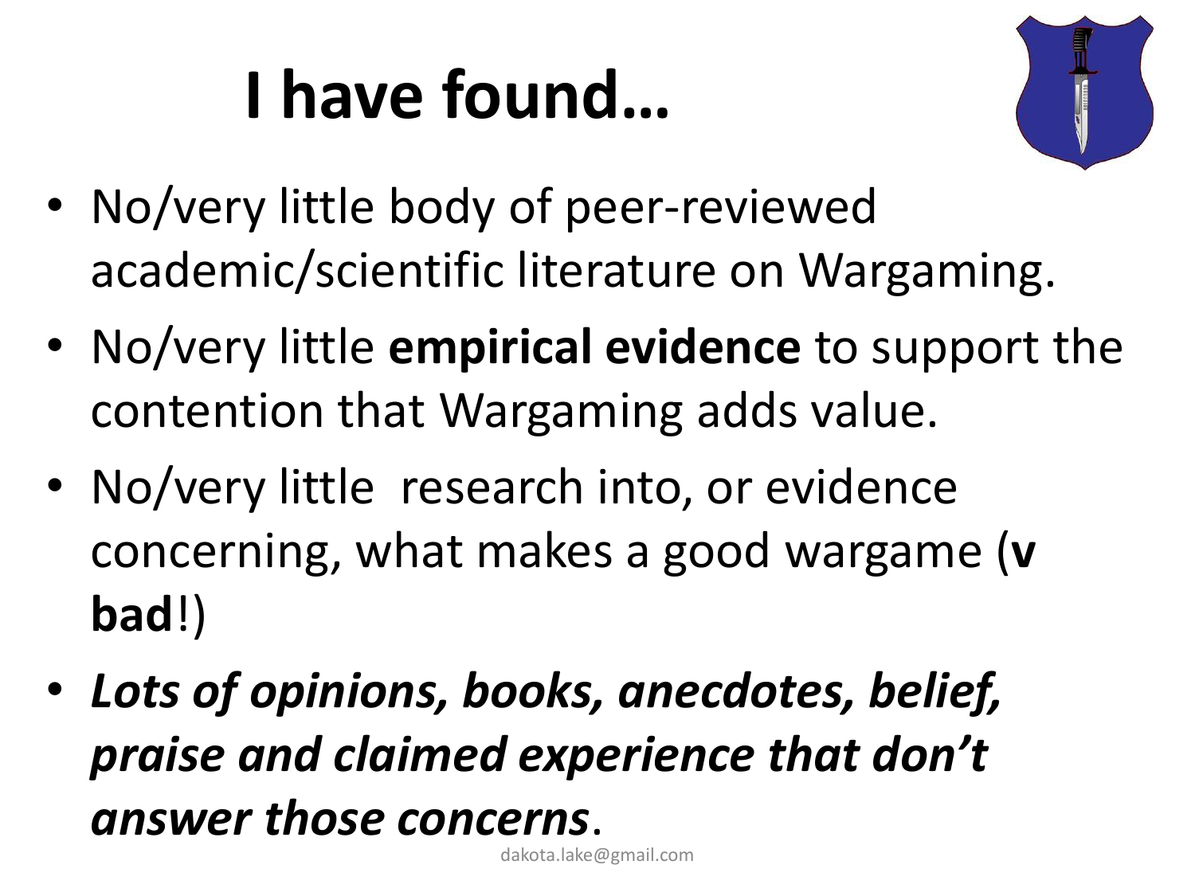# I have found…

- No/very little body of peer-reviewed academic/scientific literature on Wargaming.
- No/very little **empirical evidence** to support the contention that Wargaming adds value.
- No/very little research into, or evidence concerning, what makes a good wargame (**v bad**!)
- ***Lots of opinions, books, anecdotes, belief, praise and claimed experience that don't answer those concerns***.

dakota.lake@gmail.com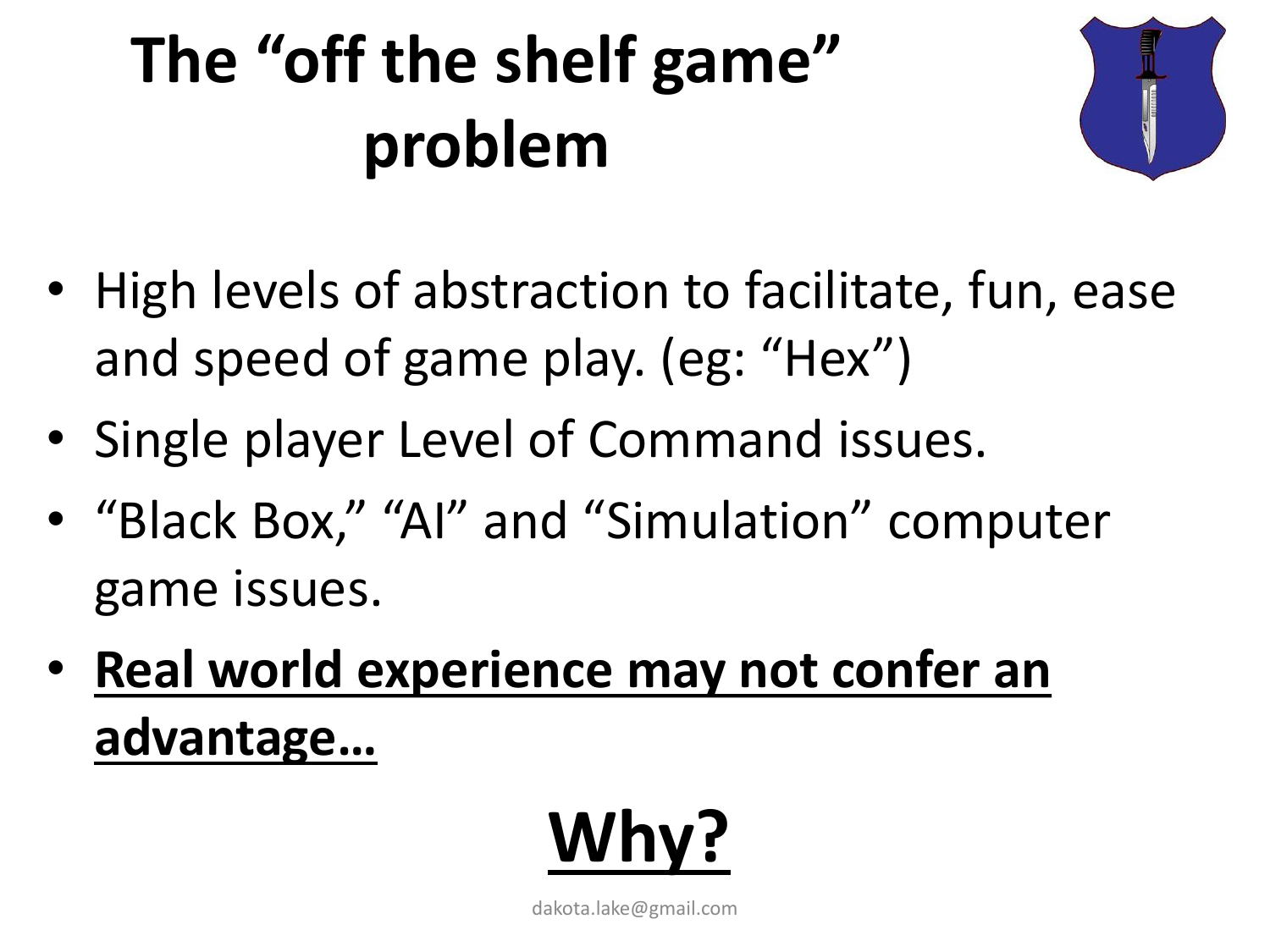# The "off the shelf game" problem

- High levels of abstraction to facilitate, fun, ease and speed of game play. (eg: "Hex")
- Single player Level of Command issues.
- "Black Box," "AI" and "Simulation" computer game issues.
- **Real world experience may not confer an advantage…**

**Why?**

dakota.lake@gmail.com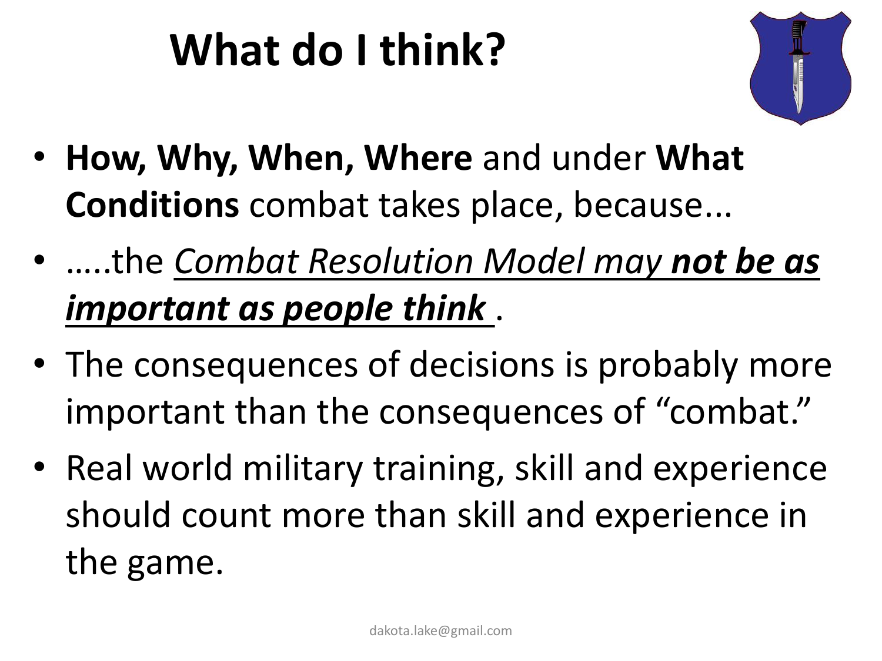# What do I think?

- **How, Why, When, Where** and under **What Conditions** combat takes place, because...
- .....the *Combat Resolution Model may* ***not be as important as people think*** .
- The consequences of decisions is probably more important than the consequences of "combat."
- Real world military training, skill and experience should count more than skill and experience in the game.

dakota.lake@gmail.com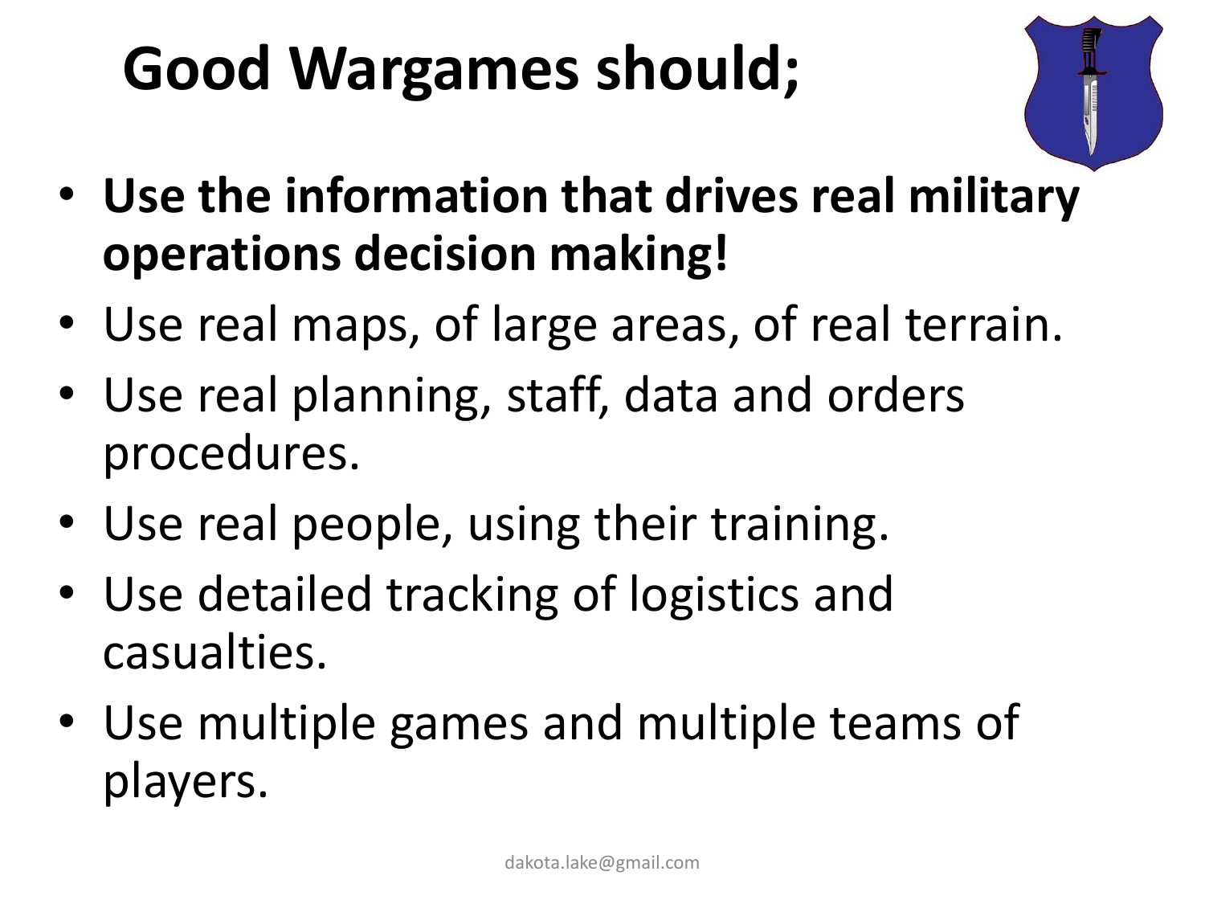# Good Wargames should;

- **Use the information that drives real military operations decision making!**
- Use real maps, of large areas, of real terrain.
- Use real planning, staff, data and orders procedures.
- Use real people, using their training.
- Use detailed tracking of logistics and casualties.
- Use multiple games and multiple teams of players.

dakota.lake@gmail.com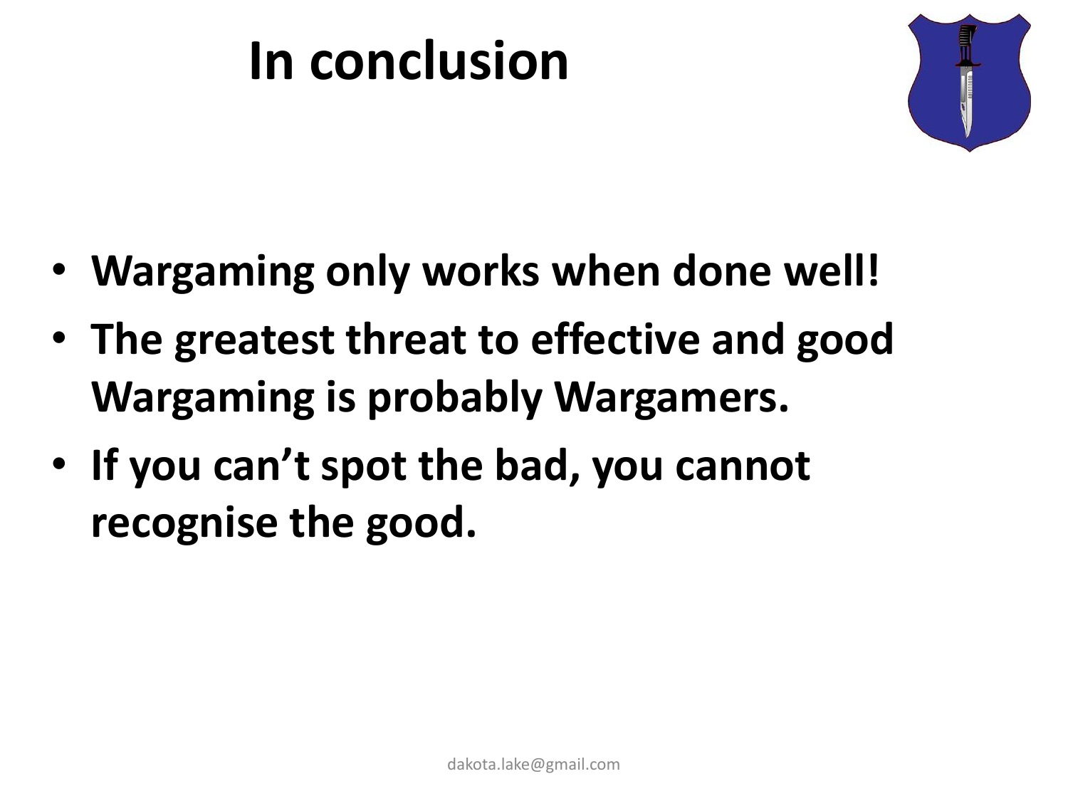# In conclusion

- **Wargaming only works when done well!**
- **The greatest threat to effective and good Wargaming is probably Wargamers.**
- **If you can't spot the bad, you cannot recognise the good.**

dakota.lake@gmail.com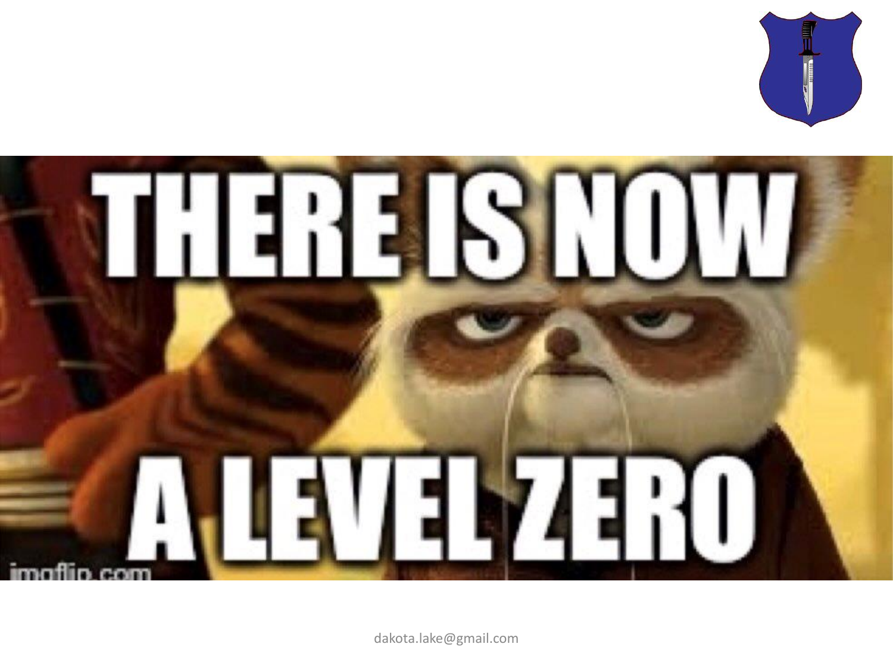THERE IS NOW

A LEVEL ZERO